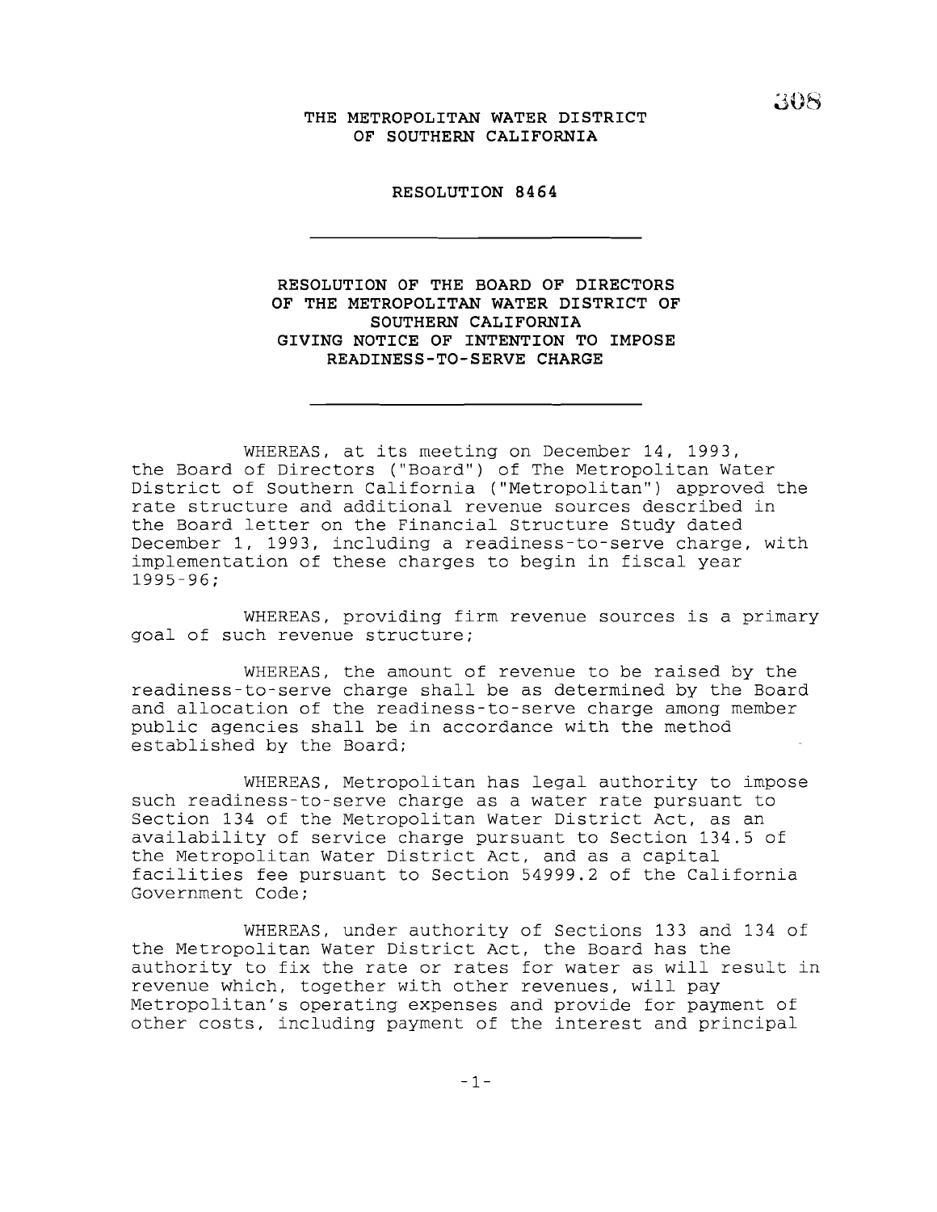# THE METROPOLITAN WATER DISTRICT OF SOUTHERN CALIFORNIA

## RESOLUTION 8464

---

## RESOLUTION OF THE BOARD OF DIRECTORS OF THE METROPOLITAN WATER DISTRICT OF SOUTHERN CALIFORNIA GIVING NOTICE OF INTENTION TO IMPOSE READINESS-TO-SERVE CHARGE

---

WHEREAS, at its meeting on December 14, 1993, the Board of Directors ("Board") of The Metropolitan Water District of Southern California ("Metropolitan") approved the rate structure and additional revenue sources described in the Board letter on the Financial Structure Study dated December 1, 1993, including a readiness-to-serve charge, with implementation of these charges to begin in fiscal year 1995-96;

WHEREAS, providing firm revenue sources is a primary goal of such revenue structure;

WHEREAS, the amount of revenue to be raised by the readiness-to-serve charge shall be as determined by the Board and allocation of the readiness-to-serve charge among member public agencies shall be in accordance with the method established by the Board;

WHEREAS, Metropolitan has legal authority to impose such readiness-to-serve charge as a water rate pursuant to Section 134 of the Metropolitan Water District Act, as an availability of service charge pursuant to Section 134.5 of the Metropolitan Water District Act, and as a capital facilities fee pursuant to Section 54999.2 of the California Government Code;

WHEREAS, under authority of Sections 133 and 134 of the Metropolitan Water District Act, the Board has the authority to fix the rate or rates for water as will result in revenue which, together with other revenues, will pay Metropolitan's operating expenses and provide for payment of other costs, including payment of the interest and principal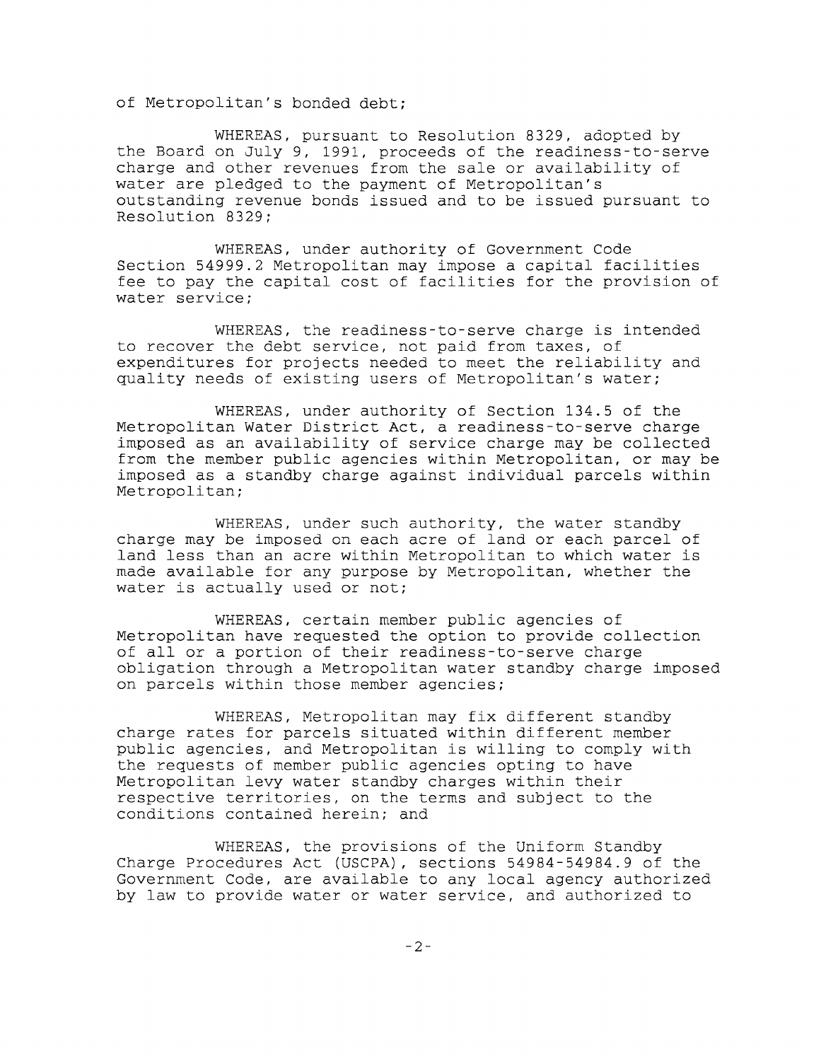of Metropolitan's bonded debt;

WHEREAS, pursuant to Resolution 8329, adopted by the Board on July 9, 1991, proceeds of the readiness-to-serve charge and other revenues from the sale or availability of water are pledged to the payment of Metropolitan's outstanding revenue bonds issued and to be issued pursuant to Resolution 8329;

WHEREAS, under authority of Government Code Section 54999.2 Metropolitan may impose a capital facilities fee to pay the capital cost of facilities for the provision of water service;

WHEREAS, the readiness-to-serve charge is intended to recover the debt service, not paid from taxes, of expenditures for projects needed to meet the reliability and quality needs of existing users of Metropolitan's water;

WHEREAS, under authority of Section 134.5 of the Metropolitan Water District Act, a readiness-to-serve charge imposed as an availability of service charge may be collected from the member public agencies within Metropolitan, or may be imposed as a standby charge against individual parcels within Metropolitan;

WHEREAS, under such authority, the water standby charge may be imposed on each acre of land or each parcel of land less than an acre within Metropolitan to which water is made available for any purpose by Metropolitan, whether the water is actually used or not;

WHEREAS, certain member public agencies of Metropolitan have requested the option to provide collection of all or a portion of their readiness-to-serve charge obligation through a Metropolitan water standby charge imposed on parcels within those member agencies;

WHEREAS, Metropolitan may fix different standby charge rates for parcels situated within different member public agencies, and Metropolitan is willing to comply with the requests of member public agencies opting to have Metropolitan levy water standby charges within their respective territories, on the terms and subject to the conditions contained herein; and

WHEREAS, the provisions of the Uniform Standby Charge Procedures Act (USCPA), sections 54984-54984.9 of the Government Code, are available to any local agency authorized by law to provide water or water service, and authorized to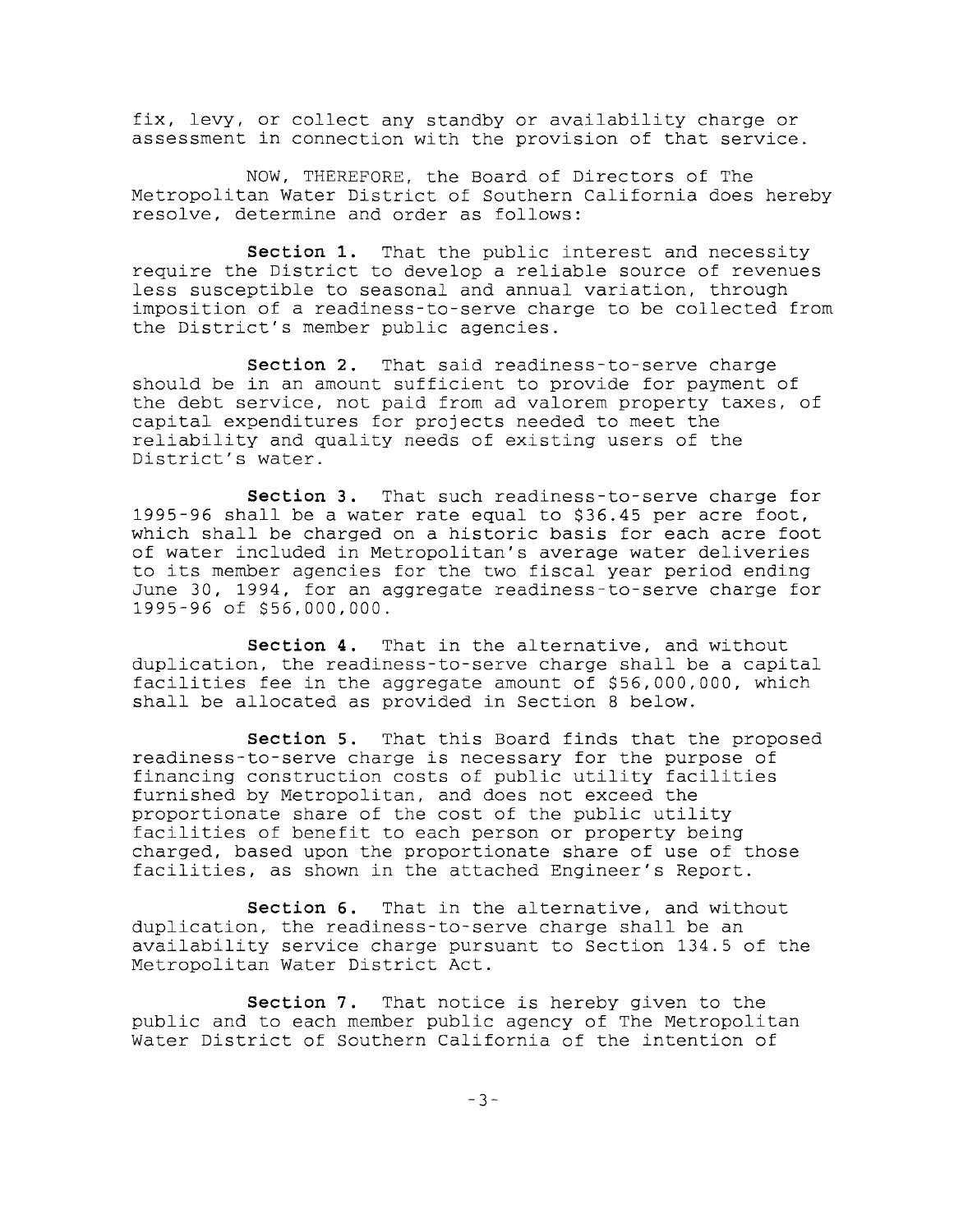fix, levy, or collect any standby or availability charge or assessment in connection with the provision of that service.

NOW, THEREFORE, the Board of Directors of The Metropolitan Water District of Southern California does hereby resolve, determine and order as follows:

**Section 1.** That the public interest and necessity require the District to develop a reliable source of revenues less susceptible to seasonal and annual variation, through imposition of a readiness-to-serve charge to be collected from the District's member public agencies.

**Section 2.** That said readiness-to-serve charge should be in an amount sufficient to provide for payment of the debt service, not paid from ad valorem property taxes, of capital expenditures for projects needed to meet the reliability and quality needs of existing users of the District's water.

**Section 3.** That such readiness-to-serve charge for 1995-96 shall be a water rate equal to $36.45 per acre foot, which shall be charged on a historic basis for each acre foot of water included in Metropolitan's average water deliveries to its member agencies for the two fiscal year period ending June 30, 1994, for an aggregate readiness-to-serve charge for 1995-96 of $56,000,000.

**Section 4.** That in the alternative, and without duplication, the readiness-to-serve charge shall be a capital facilities fee in the aggregate amount of $56,000,000, which shall be allocated as provided in Section 8 below.

**Section 5.** That this Board finds that the proposed readiness-to-serve charge is necessary for the purpose of financing construction costs of public utility facilities furnished by Metropolitan, and does not exceed the proportionate share of the cost of the public utility facilities of benefit to each person or property being charged, based upon the proportionate share of use of those facilities, as shown in the attached Engineer's Report.

**Section 6.** That in the alternative, and without duplication, the readiness-to-serve charge shall be an availability service charge pursuant to Section 134.5 of the Metropolitan Water District Act.

**Section 7.** That notice is hereby given to the public and to each member public agency of The Metropolitan Water District of Southern California of the intention of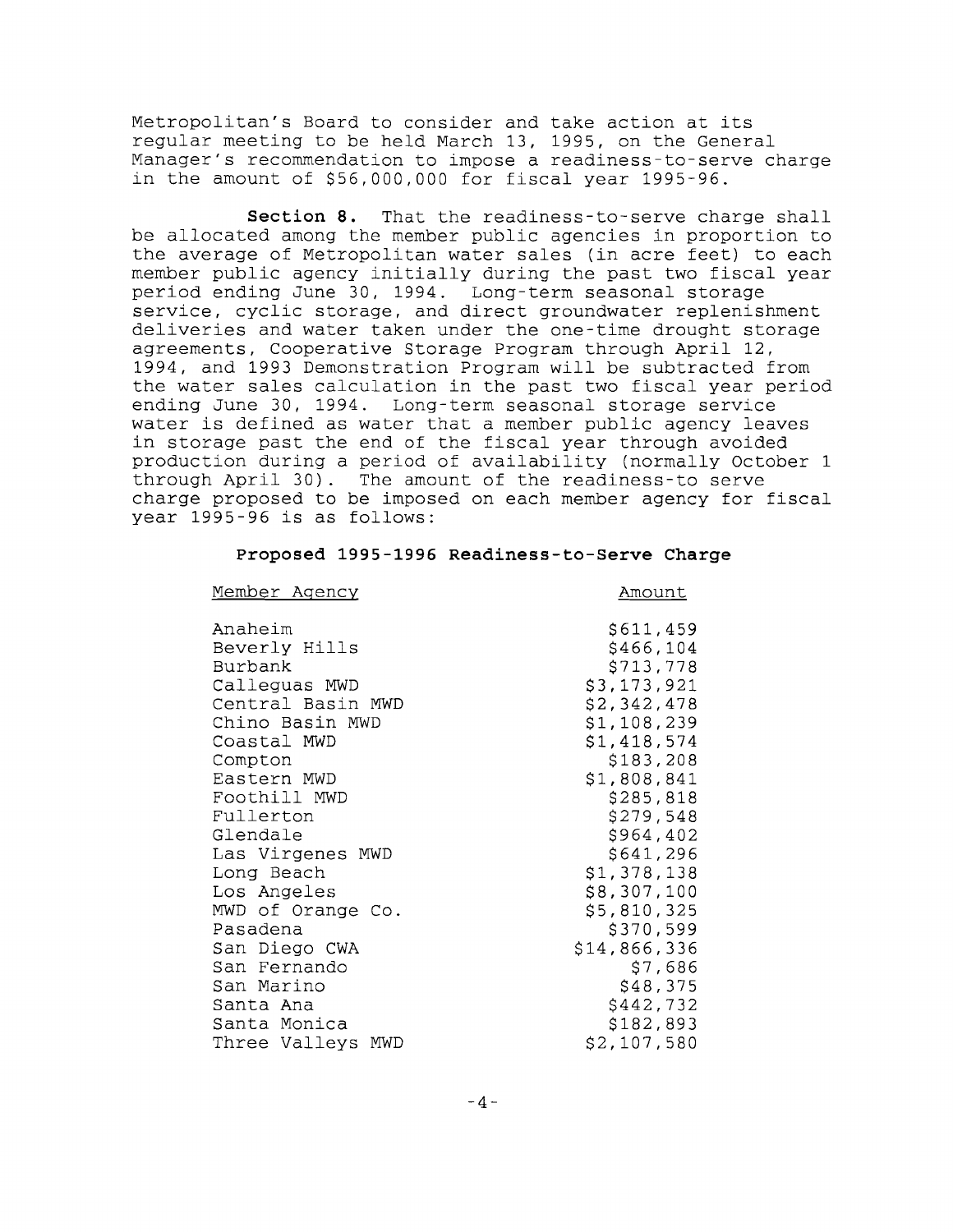Metropolitan's Board to consider and take action at its regular meeting to be held March 13, 1995, on the General Manager's recommendation to impose a readiness-to-serve charge in the amount of $56,000,000 for fiscal year 1995-96.

**Section 8.** That the readiness-to-serve charge shall be allocated among the member public agencies in proportion to the average of Metropolitan water sales (in acre feet) to each member public agency initially during the past two fiscal year period ending June 30, 1994. Long-term seasonal storage service, cyclic storage, and direct groundwater replenishment deliveries and water taken under the one-time drought storage agreements, Cooperative Storage Program through April 12, 1994, and 1993 Demonstration Program will be subtracted from the water sales calculation in the past two fiscal year period ending June 30, 1994. Long-term seasonal storage service water is defined as water that a member public agency leaves in storage past the end of the fiscal year through avoided production during a period of availability (normally October 1 through April 30). The amount of the readiness-to serve charge proposed to be imposed on each member agency for fiscal year 1995-96 is as follows:

**Proposed 1995-1996 Readiness-to-Serve Charge**

| Member Agency | Amount |
|---|---:|
| Anaheim | $611,459 |
| Beverly Hills | $466,104 |
| Burbank | $713,778 |
| Calleguas MWD | $3,173,921 |
| Central Basin MWD | $2,342,478 |
| Chino Basin MWD | $1,108,239 |
| Coastal MWD | $1,418,574 |
| Compton | $183,208 |
| Eastern MWD | $1,808,841 |
| Foothill MWD | $285,818 |
| Fullerton | $279,548 |
| Glendale | $964,402 |
| Las Virgenes MWD | $641,296 |
| Long Beach | $1,378,138 |
| Los Angeles | $8,307,100 |
| MWD of Orange Co. | $5,810,325 |
| Pasadena | $370,599 |
| San Diego CWA | $14,866,336 |
| San Fernando | $7,686 |
| San Marino | $48,375 |
| Santa Ana | $442,732 |
| Santa Monica | $182,893 |
| Three Valleys MWD | $2,107,580 |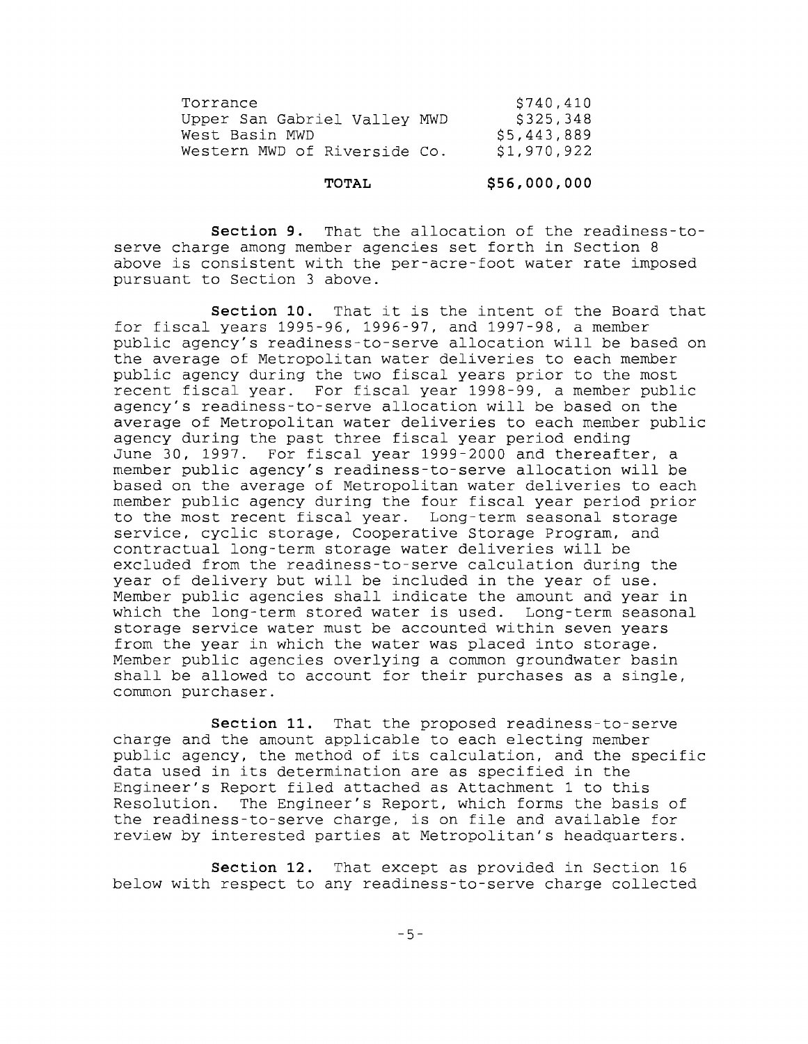| | |
|---|---|
| Torrance | $740,410 |
| Upper San Gabriel Valley MWD | $325,348 |
| West Basin MWD | $5,443,889 |
| Western MWD of Riverside Co. | $1,970,922 |
| **TOTAL** | **$56,000,000** |

**Section 9.** That the allocation of the readiness-to-serve charge among member agencies set forth in Section 8 above is consistent with the per-acre-foot water rate imposed pursuant to Section 3 above.

**Section 10.** That it is the intent of the Board that for fiscal years 1995-96, 1996-97, and 1997-98, a member public agency's readiness-to-serve allocation will be based on the average of Metropolitan water deliveries to each member public agency during the two fiscal years prior to the most recent fiscal year. For fiscal year 1998-99, a member public agency's readiness-to-serve allocation will be based on the average of Metropolitan water deliveries to each member public agency during the past three fiscal year period ending June 30, 1997. For fiscal year 1999-2000 and thereafter, a member public agency's readiness-to-serve allocation will be based on the average of Metropolitan water deliveries to each member public agency during the four fiscal year period prior to the most recent fiscal year. Long-term seasonal storage service, cyclic storage, Cooperative Storage Program, and contractual long-term storage water deliveries will be excluded from the readiness-to-serve calculation during the year of delivery but will be included in the year of use. Member public agencies shall indicate the amount and year in which the long-term stored water is used. Long-term seasonal storage service water must be accounted within seven years from the year in which the water was placed into storage. Member public agencies overlying a common groundwater basin shall be allowed to account for their purchases as a single, common purchaser.

**Section 11.** That the proposed readiness-to-serve charge and the amount applicable to each electing member public agency, the method of its calculation, and the specific data used in its determination are as specified in the Engineer's Report filed attached as Attachment 1 to this Resolution. The Engineer's Report, which forms the basis of the readiness-to-serve charge, is on file and available for review by interested parties at Metropolitan's headquarters.

**Section 12.** That except as provided in Section 16 below with respect to any readiness-to-serve charge collected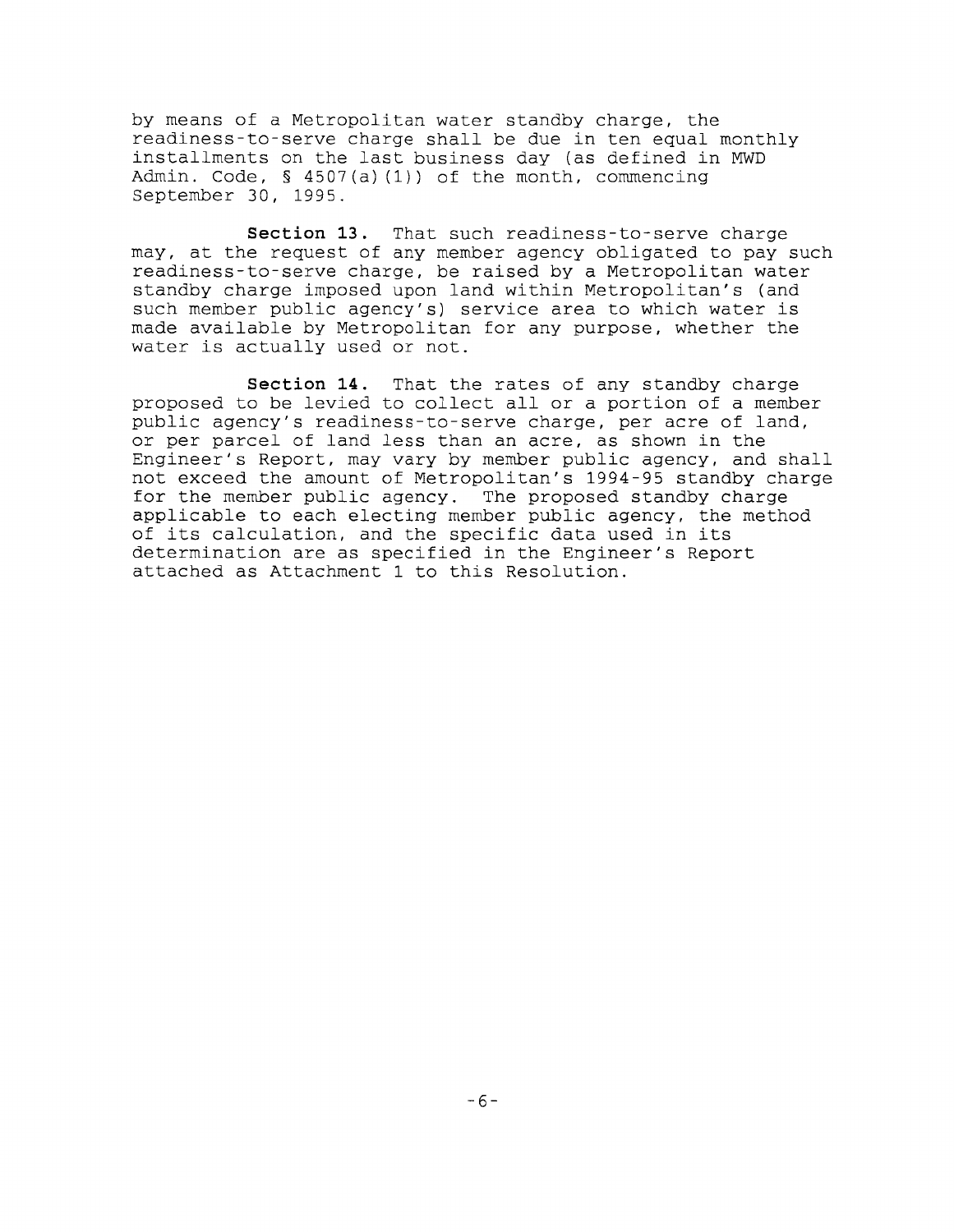by means of a Metropolitan water standby charge, the readiness-to-serve charge shall be due in ten equal monthly installments on the last business day (as defined in MWD Admin. Code, § 4507(a)(1)) of the month, commencing September 30, 1995.

**Section 13.** That such readiness-to-serve charge may, at the request of any member agency obligated to pay such readiness-to-serve charge, be raised by a Metropolitan water standby charge imposed upon land within Metropolitan's (and such member public agency's) service area to which water is made available by Metropolitan for any purpose, whether the water is actually used or not.

**Section 14.** That the rates of any standby charge proposed to be levied to collect all or a portion of a member public agency's readiness-to-serve charge, per acre of land, or per parcel of land less than an acre, as shown in the Engineer's Report, may vary by member public agency, and shall not exceed the amount of Metropolitan's 1994-95 standby charge for the member public agency. The proposed standby charge applicable to each electing member public agency, the method of its calculation, and the specific data used in its determination are as specified in the Engineer's Report attached as Attachment 1 to this Resolution.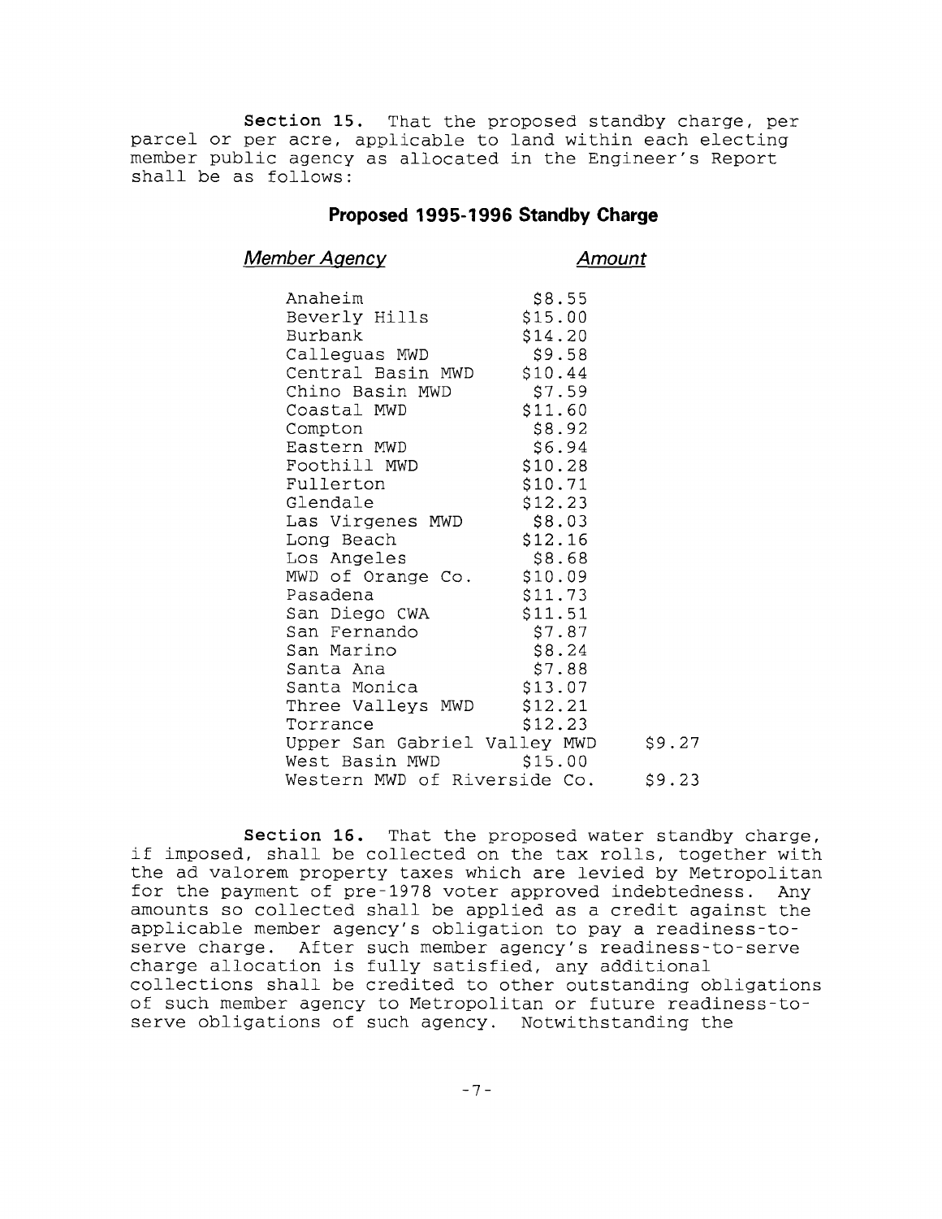**Section 15.** That the proposed standby charge, per parcel or per acre, applicable to land within each electing member public agency as allocated in the Engineer's Report shall be as follows:

## Proposed 1995-1996 Standby Charge

| *Member Agency* | *Amount* |
|---|---|
| Anaheim | $8.55 |
| Beverly Hills | $15.00 |
| Burbank | $14.20 |
| Calleguas MWD | $9.58 |
| Central Basin MWD | $10.44 |
| Chino Basin MWD | $7.59 |
| Coastal MWD | $11.60 |
| Compton | $8.92 |
| Eastern MWD | $6.94 |
| Foothill MWD | $10.28 |
| Fullerton | $10.71 |
| Glendale | $12.23 |
| Las Virgenes MWD | $8.03 |
| Long Beach | $12.16 |
| Los Angeles | $8.68 |
| MWD of Orange Co. | $10.09 |
| Pasadena | $11.73 |
| San Diego CWA | $11.51 |
| San Fernando | $7.87 |
| San Marino | $8.24 |
| Santa Ana | $7.88 |
| Santa Monica | $13.07 |
| Three Valleys MWD | $12.21 |
| Torrance | $12.23 |
| Upper San Gabriel Valley MWD | $9.27 |
| West Basin MWD | $15.00 |
| Western MWD of Riverside Co. | $9.23 |

**Section 16.** That the proposed water standby charge, if imposed, shall be collected on the tax rolls, together with the ad valorem property taxes which are levied by Metropolitan for the payment of pre-1978 voter approved indebtedness. Any amounts so collected shall be applied as a credit against the applicable member agency's obligation to pay a readiness-to-serve charge. After such member agency's readiness-to-serve charge allocation is fully satisfied, any additional collections shall be credited to other outstanding obligations of such member agency to Metropolitan or future readiness-to-serve obligations of such agency. Notwithstanding the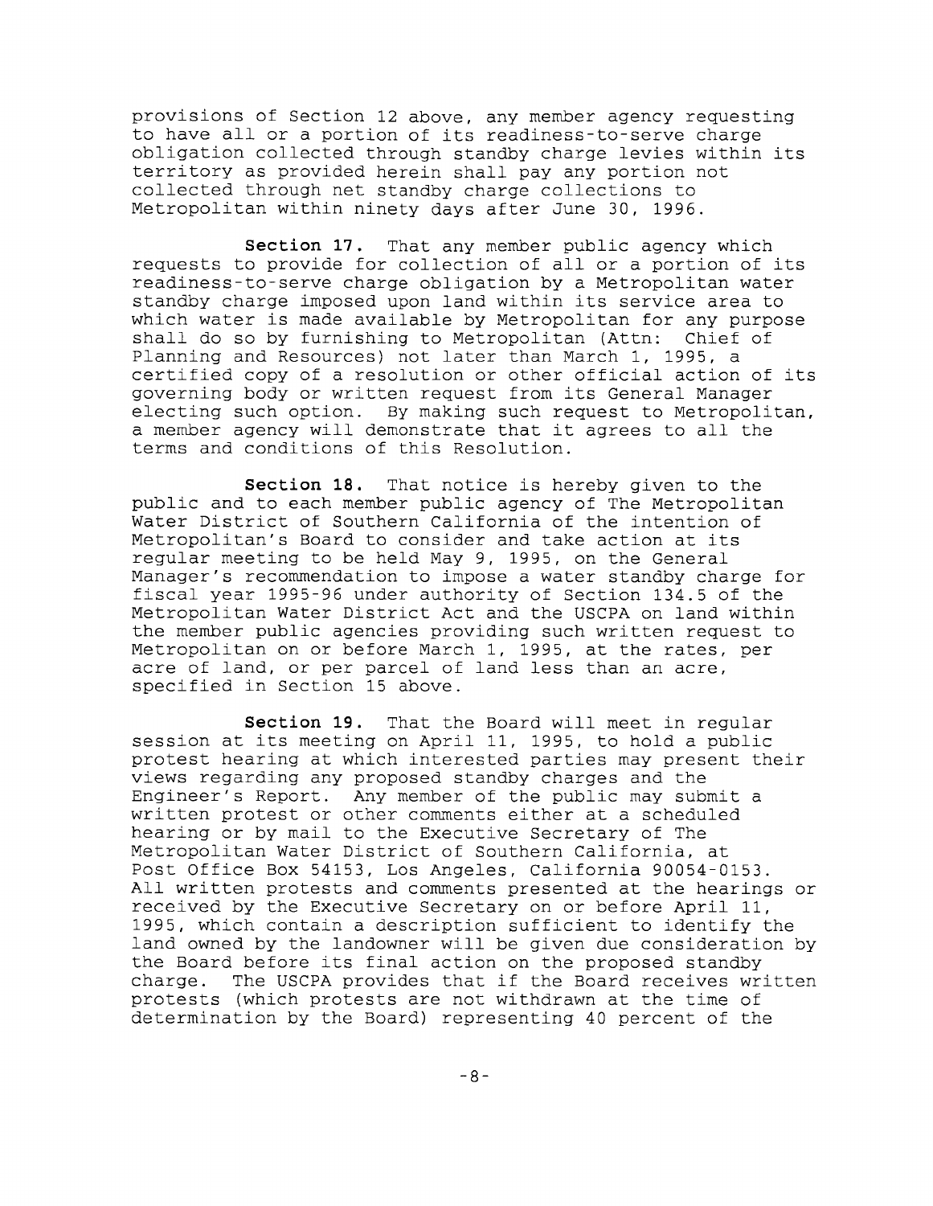provisions of Section 12 above, any member agency requesting to have all or a portion of its readiness-to-serve charge obligation collected through standby charge levies within its territory as provided herein shall pay any portion not collected through net standby charge collections to Metropolitan within ninety days after June 30, 1996.

**Section 17.** That any member public agency which requests to provide for collection of all or a portion of its readiness-to-serve charge obligation by a Metropolitan water standby charge imposed upon land within its service area to which water is made available by Metropolitan for any purpose shall do so by furnishing to Metropolitan (Attn: Chief of Planning and Resources) not later than March 1, 1995, a certified copy of a resolution or other official action of its governing body or written request from its General Manager electing such option. By making such request to Metropolitan, a member agency will demonstrate that it agrees to all the terms and conditions of this Resolution.

**Section 18.** That notice is hereby given to the public and to each member public agency of The Metropolitan Water District of Southern California of the intention of Metropolitan's Board to consider and take action at its regular meeting to be held May 9, 1995, on the General Manager's recommendation to impose a water standby charge for fiscal year 1995-96 under authority of Section 134.5 of the Metropolitan Water District Act and the USCPA on land within the member public agencies providing such written request to Metropolitan on or before March 1, 1995, at the rates, per acre of land, or per parcel of land less than an acre, specified in Section 15 above.

**Section 19.** That the Board will meet in regular session at its meeting on April 11, 1995, to hold a public protest hearing at which interested parties may present their views regarding any proposed standby charges and the Engineer's Report. Any member of the public may submit a written protest or other comments either at a scheduled hearing or by mail to the Executive Secretary of The Metropolitan Water District of Southern California, at Post Office Box 54153, Los Angeles, California 90054-0153. All written protests and comments presented at the hearings or received by the Executive Secretary on or before April 11, 1995, which contain a description sufficient to identify the land owned by the landowner will be given due consideration by the Board before its final action on the proposed standby charge. The USCPA provides that if the Board receives written protests (which protests are not withdrawn at the time of determination by the Board) representing 40 percent of the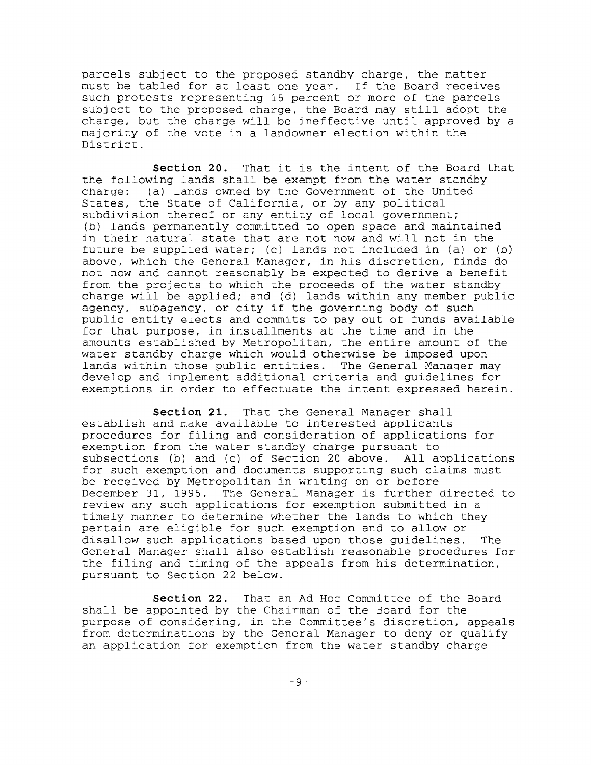parcels subject to the proposed standby charge, the matter must be tabled for at least one year. If the Board receives such protests representing 15 percent or more of the parcels subject to the proposed charge, the Board may still adopt the charge, but the charge will be ineffective until approved by a majority of the vote in a landowner election within the District.

**Section 20.** That it is the intent of the Board that the following lands shall be exempt from the water standby charge: (a) lands owned by the Government of the United States, the State of California, or by any political subdivision thereof or any entity of local government; (b) lands permanently committed to open space and maintained in their natural state that are not now and will not in the future be supplied water; (c) lands not included in (a) or (b) above, which the General Manager, in his discretion, finds do not now and cannot reasonably be expected to derive a benefit from the projects to which the proceeds of the water standby charge will be applied; and (d) lands within any member public agency, subagency, or city if the governing body of such public entity elects and commits to pay out of funds available for that purpose, in installments at the time and in the amounts established by Metropolitan, the entire amount of the water standby charge which would otherwise be imposed upon lands within those public entities. The General Manager may develop and implement additional criteria and guidelines for exemptions in order to effectuate the intent expressed herein.

**Section 21.** That the General Manager shall establish and make available to interested applicants procedures for filing and consideration of applications for exemption from the water standby charge pursuant to subsections (b) and (c) of Section 20 above. All applications for such exemption and documents supporting such claims must be received by Metropolitan in writing on or before December 31, 1995. The General Manager is further directed to review any such applications for exemption submitted in a timely manner to determine whether the lands to which they pertain are eligible for such exemption and to allow or disallow such applications based upon those guidelines. The General Manager shall also establish reasonable procedures for the filing and timing of the appeals from his determination, pursuant to Section 22 below.

**Section 22.** That an Ad Hoc Committee of the Board shall be appointed by the Chairman of the Board for the purpose of considering, in the Committee's discretion, appeals from determinations by the General Manager to deny or qualify an application for exemption from the water standby charge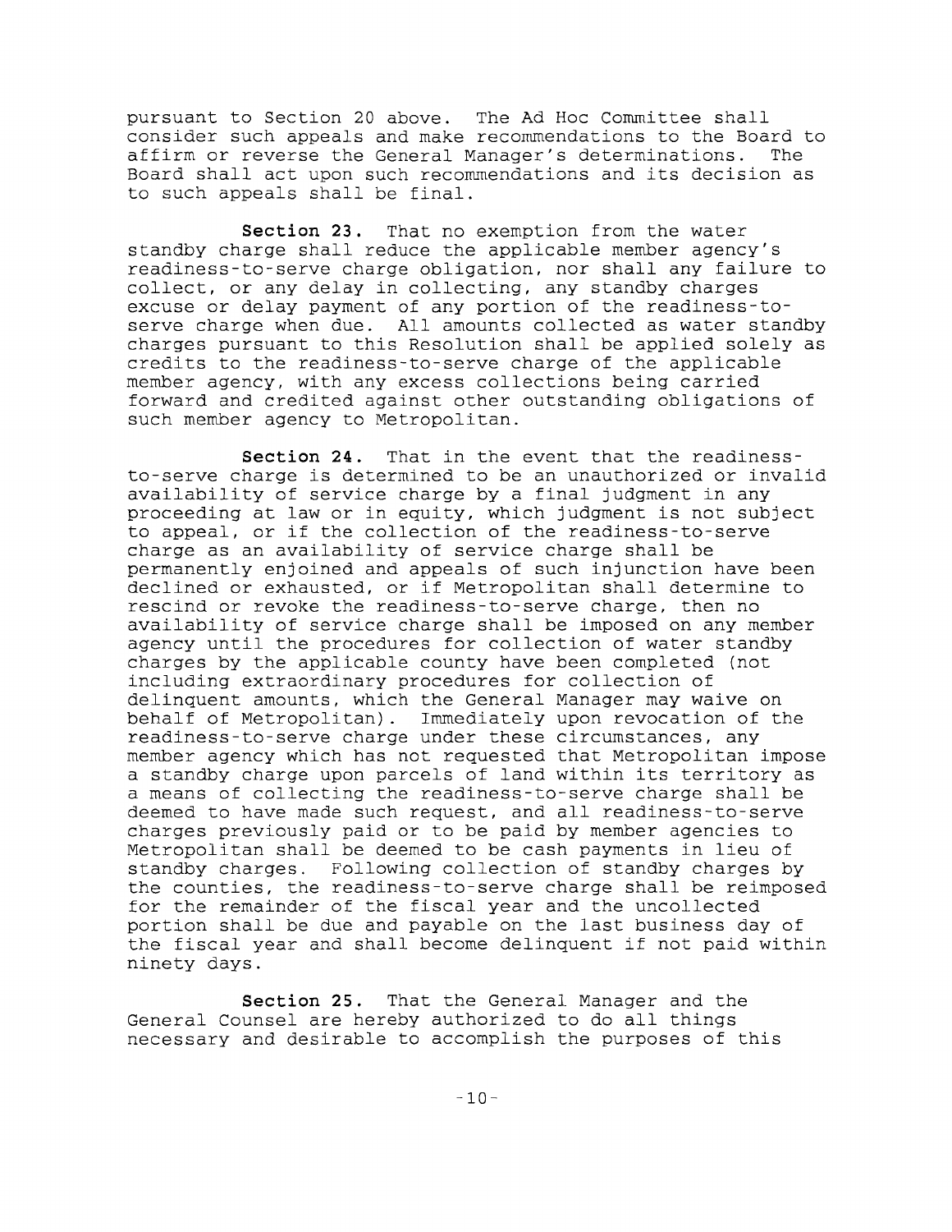pursuant to Section 20 above. The Ad Hoc Committee shall consider such appeals and make recommendations to the Board to affirm or reverse the General Manager's determinations. The Board shall act upon such recommendations and its decision as to such appeals shall be final.

**Section 23.** That no exemption from the water standby charge shall reduce the applicable member agency's readiness-to-serve charge obligation, nor shall any failure to collect, or any delay in collecting, any standby charges excuse or delay payment of any portion of the readiness-to-serve charge when due. All amounts collected as water standby charges pursuant to this Resolution shall be applied solely as credits to the readiness-to-serve charge of the applicable member agency, with any excess collections being carried forward and credited against other outstanding obligations of such member agency to Metropolitan.

**Section 24.** That in the event that the readiness-to-serve charge is determined to be an unauthorized or invalid availability of service charge by a final judgment in any proceeding at law or in equity, which judgment is not subject to appeal, or if the collection of the readiness-to-serve charge as an availability of service charge shall be permanently enjoined and appeals of such injunction have been declined or exhausted, or if Metropolitan shall determine to rescind or revoke the readiness-to-serve charge, then no availability of service charge shall be imposed on any member agency until the procedures for collection of water standby charges by the applicable county have been completed (not including extraordinary procedures for collection of delinquent amounts, which the General Manager may waive on behalf of Metropolitan). Immediately upon revocation of the readiness-to-serve charge under these circumstances, any member agency which has not requested that Metropolitan impose a standby charge upon parcels of land within its territory as a means of collecting the readiness-to-serve charge shall be deemed to have made such request, and all readiness-to-serve charges previously paid or to be paid by member agencies to Metropolitan shall be deemed to be cash payments in lieu of standby charges. Following collection of standby charges by the counties, the readiness-to-serve charge shall be reimposed for the remainder of the fiscal year and the uncollected portion shall be due and payable on the last business day of the fiscal year and shall become delinquent if not paid within ninety days.

**Section 25.** That the General Manager and the General Counsel are hereby authorized to do all things necessary and desirable to accomplish the purposes of this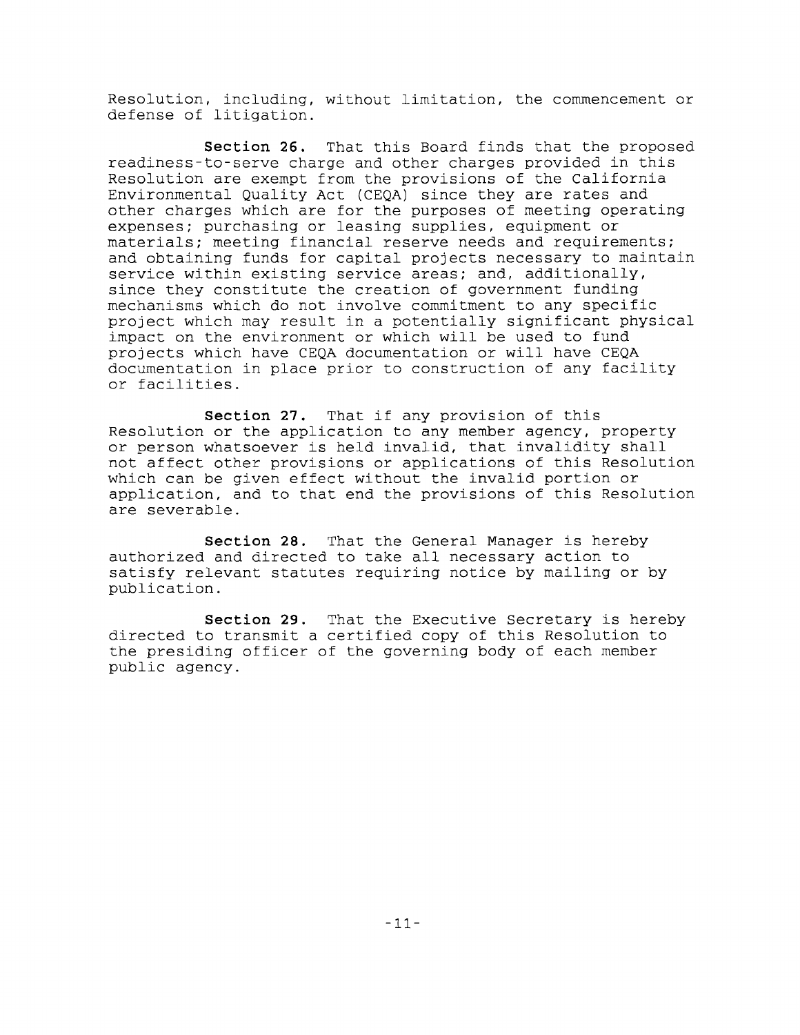Resolution, including, without limitation, the commencement or defense of litigation.

**Section 26.** That this Board finds that the proposed readiness-to-serve charge and other charges provided in this Resolution are exempt from the provisions of the California Environmental Quality Act (CEQA) since they are rates and other charges which are for the purposes of meeting operating expenses; purchasing or leasing supplies, equipment or materials; meeting financial reserve needs and requirements; and obtaining funds for capital projects necessary to maintain service within existing service areas; and, additionally, since they constitute the creation of government funding mechanisms which do not involve commitment to any specific project which may result in a potentially significant physical impact on the environment or which will be used to fund projects which have CEQA documentation or will have CEQA documentation in place prior to construction of any facility or facilities.

**Section 27.** That if any provision of this Resolution or the application to any member agency, property or person whatsoever is held invalid, that invalidity shall not affect other provisions or applications of this Resolution which can be given effect without the invalid portion or application, and to that end the provisions of this Resolution are severable.

**Section 28.** That the General Manager is hereby authorized and directed to take all necessary action to satisfy relevant statutes requiring notice by mailing or by publication.

**Section 29.** That the Executive Secretary is hereby directed to transmit a certified copy of this Resolution to the presiding officer of the governing body of each member public agency.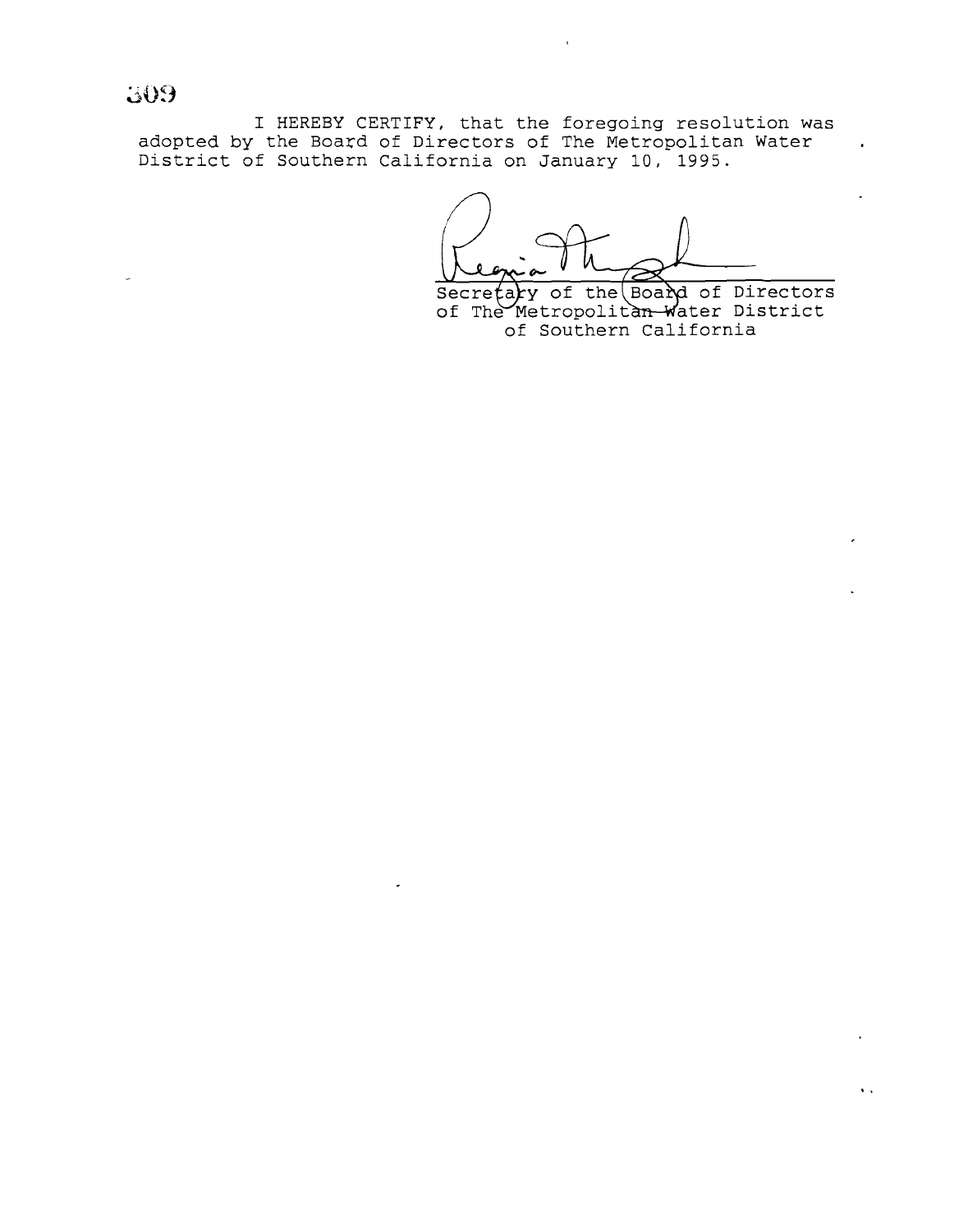I HEREBY CERTIFY, that the foregoing resolution was adopted by the Board of Directors of The Metropolitan Water District of Southern California on January 10, 1995.

Secretary of the Board of Directors
of The Metropolitan Water District
of Southern California